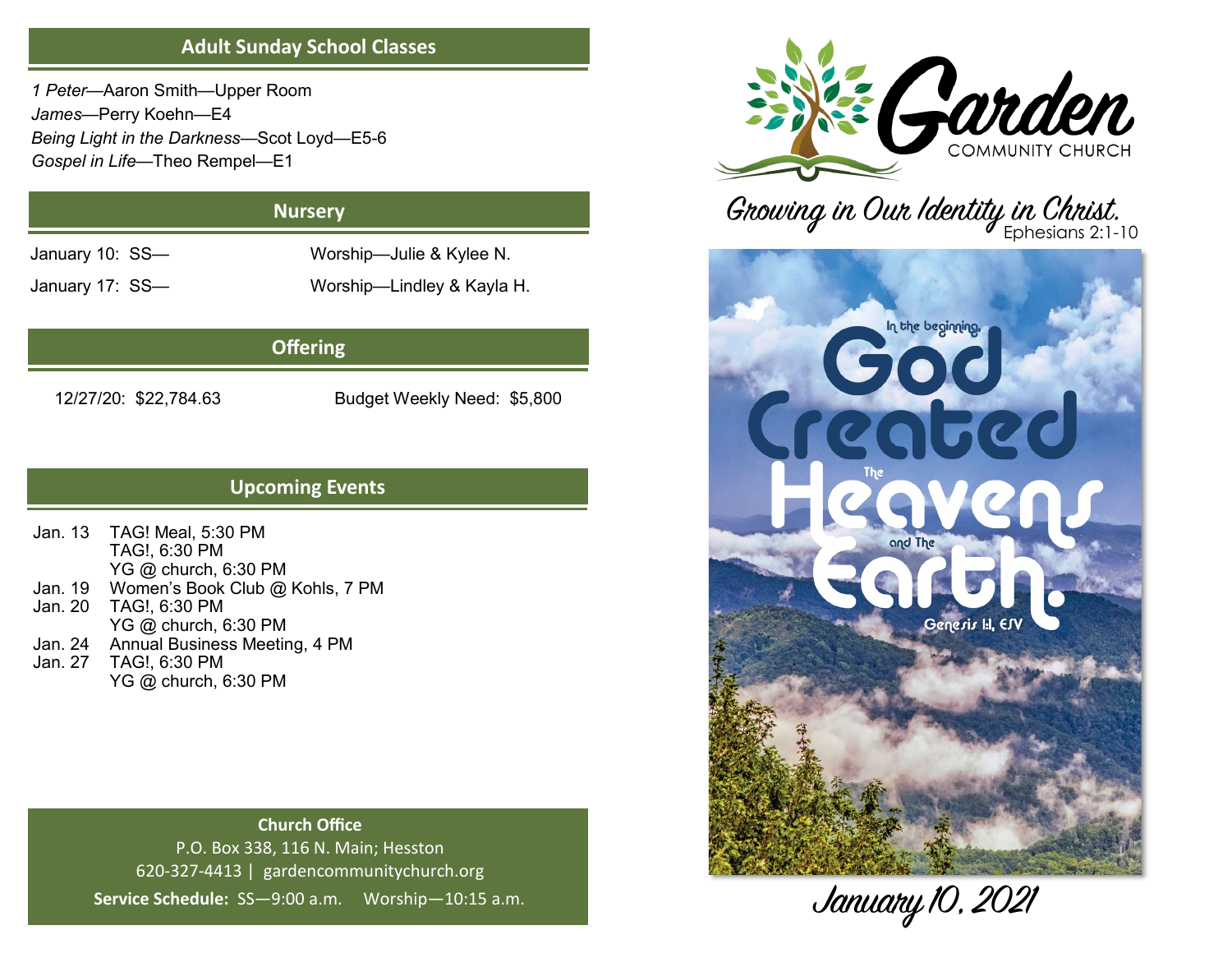## Adult Sunday School Classes

*1 Peter*—Aaron Smith—Upper Room
*James*—Perry Koehn—E4
*Being Light in the Darkness*—Scot Loyd—E5-6
*Gospel in Life*—Theo Rempel—E1

## Nursery

| | SS | Worship |
|---|---|---|
| January 10: | SS— | Worship—Julie & Kylee N. |
| January 17: | SS— | Worship—Lindley & Kayla H. |

## Offering

12/27/20: $22,784.63

Budget Weekly Need: $5,800

## Upcoming Events

| Date | Event |
|---|---|
| Jan. 13 | TAG! Meal, 5:30 PM<br>TAG!, 6:30 PM<br>YG @ church, 6:30 PM |
| Jan. 19 | Women's Book Club @ Kohls, 7 PM |
| Jan. 20 | TAG!, 6:30 PM<br>YG @ church, 6:30 PM |
| Jan. 24 | Annual Business Meeting, 4 PM |
| Jan. 27 | TAG!, 6:30 PM<br>YG @ church, 6:30 PM |

**Church Office**

P.O. Box 338, 116 N. Main; Hesston

620-327-4413 | gardencommunitychurch.org

**Service Schedule:** SS—9:00 a.m. Worship—10:15 a.m.

# Garden COMMUNITY CHURCH

*Growing in Our Identity in Christ.* Ephesians 2:1-10

In the beginning, God Created The Heavens and The Earth. Genesis 1:1, ESV

January 10, 2021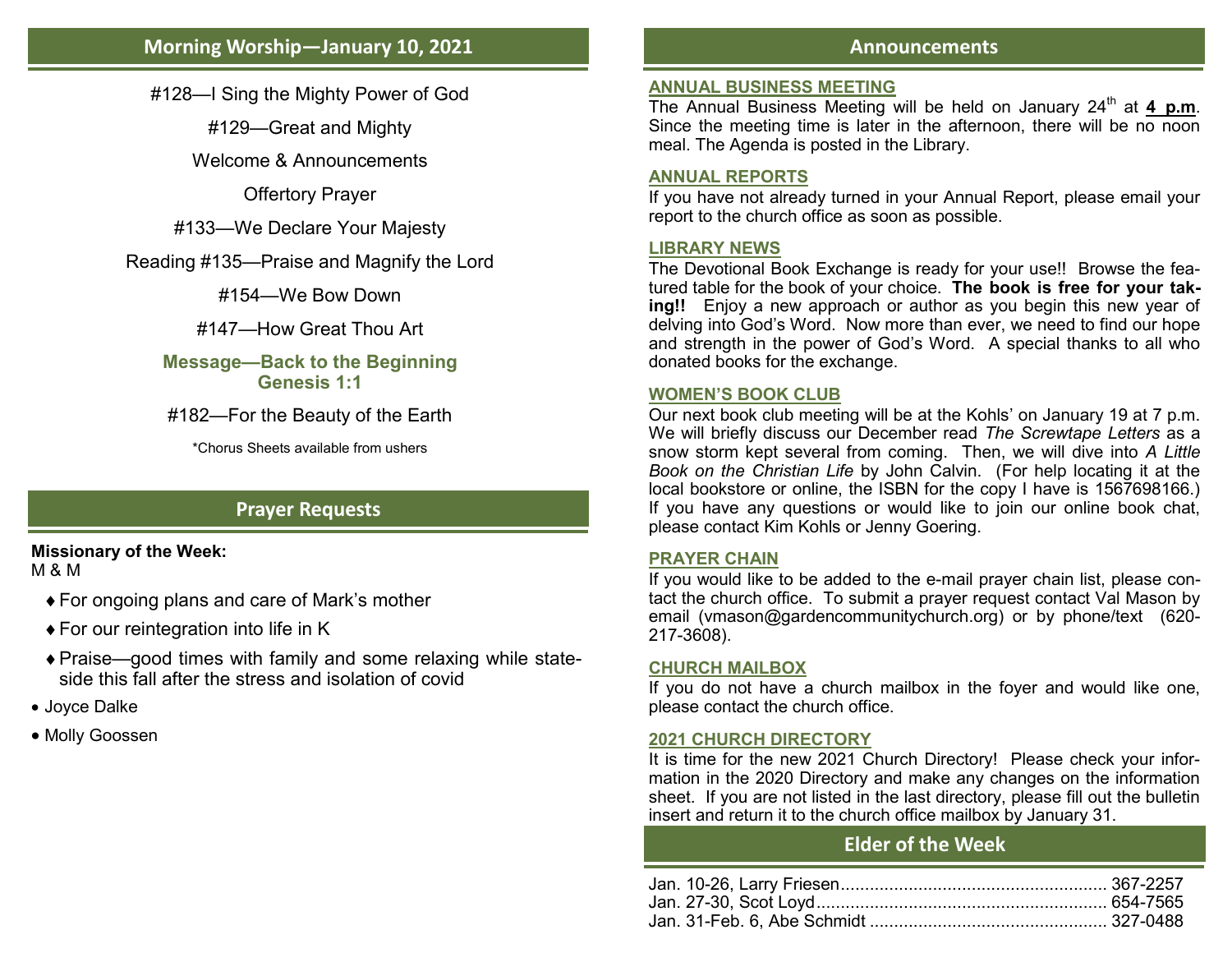## Morning Worship—January 10, 2021

#128—I Sing the Mighty Power of God

#129—Great and Mighty

Welcome & Announcements

Offertory Prayer

#133—We Declare Your Majesty

Reading #135—Praise and Magnify the Lord

#154—We Bow Down

#147—How Great Thou Art

**Message—Back to the Beginning**
**Genesis 1:1**

#182—For the Beauty of the Earth

*Chorus Sheets available from ushers

## Prayer Requests

**Missionary of the Week:**
M & M

- For ongoing plans and care of Mark's mother
- For our reintegration into life in K
- Praise—good times with family and some relaxing while stateside this fall after the stress and isolation of covid

- Joyce Dalke
- Molly Goossen

## Announcements

### ANNUAL BUSINESS MEETING

The Annual Business Meeting will be held on January 24th at **4 p.m**. Since the meeting time is later in the afternoon, there will be no noon meal. The Agenda is posted in the Library.

### ANNUAL REPORTS

If you have not already turned in your Annual Report, please email your report to the church office as soon as possible.

### LIBRARY NEWS

The Devotional Book Exchange is ready for your use!! Browse the featured table for the book of your choice. **The book is free for your taking!!** Enjoy a new approach or author as you begin this new year of delving into God's Word. Now more than ever, we need to find our hope and strength in the power of God's Word. A special thanks to all who donated books for the exchange.

### WOMEN'S BOOK CLUB

Our next book club meeting will be at the Kohls' on January 19 at 7 p.m. We will briefly discuss our December read *The Screwtape Letters* as a snow storm kept several from coming. Then, we will dive into *A Little Book on the Christian Life* by John Calvin. (For help locating it at the local bookstore or online, the ISBN for the copy I have is 1567698166.) If you have any questions or would like to join our online book chat, please contact Kim Kohls or Jenny Goering.

### PRAYER CHAIN

If you would like to be added to the e-mail prayer chain list, please contact the church office. To submit a prayer request contact Val Mason by email (vmason@gardencommunitychurch.org) or by phone/text (620-217-3608).

### CHURCH MAILBOX

If you do not have a church mailbox in the foyer and would like one, please contact the church office.

### 2021 CHURCH DIRECTORY

It is time for the new 2021 Church Directory! Please check your information in the 2020 Directory and make any changes on the information sheet. If you are not listed in the last directory, please fill out the bulletin insert and return it to the church office mailbox by January 31.

## Elder of the Week

Jan. 10-26, Larry Friesen....................................................... 367-2257
Jan. 27-30, Scot Loyd............................................................ 654-7565
Jan. 31-Feb. 6, Abe Schmidt ................................................. 327-0488